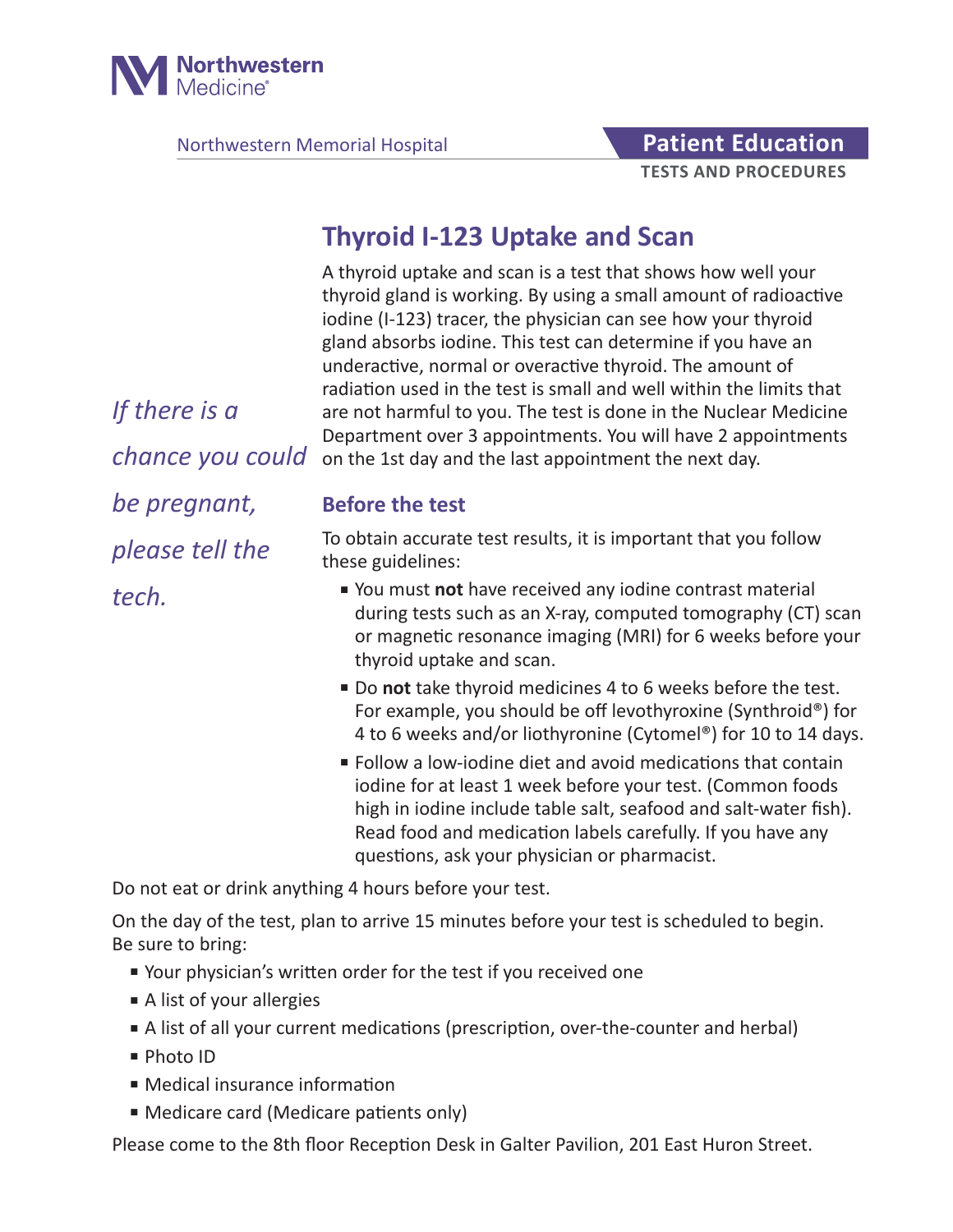Northwestern Medicine

Northwestern Memorial Hospital

**Patient Education**
**TESTS AND PROCEDURES**

# Thyroid I-123 Uptake and Scan

A thyroid uptake and scan is a test that shows how well your thyroid gland is working. By using a small amount of radioactive iodine (I-123) tracer, the physician can see how your thyroid gland absorbs iodine. This test can determine if you have an underactive, normal or overactive thyroid. The amount of radiation used in the test is small and well within the limits that are not harmful to you. The test is done in the Nuclear Medicine Department over 3 appointments. You will have 2 appointments on the 1st day and the last appointment the next day.

*If there is a chance you could be pregnant, please tell the tech.*

## Before the test

To obtain accurate test results, it is important that you follow these guidelines:

- You must **not** have received any iodine contrast material during tests such as an X-ray, computed tomography (CT) scan or magnetic resonance imaging (MRI) for 6 weeks before your thyroid uptake and scan.
- Do **not** take thyroid medicines 4 to 6 weeks before the test. For example, you should be off levothyroxine (Synthroid®) for 4 to 6 weeks and/or liothyronine (Cytomel®) for 10 to 14 days.
- Follow a low-iodine diet and avoid medications that contain iodine for at least 1 week before your test. (Common foods high in iodine include table salt, seafood and salt-water fish). Read food and medication labels carefully. If you have any questions, ask your physician or pharmacist.

Do not eat or drink anything 4 hours before your test.

On the day of the test, plan to arrive 15 minutes before your test is scheduled to begin. Be sure to bring:

- Your physician's written order for the test if you received one
- A list of your allergies
- A list of all your current medications (prescription, over-the-counter and herbal)
- Photo ID
- Medical insurance information
- Medicare card (Medicare patients only)

Please come to the 8th floor Reception Desk in Galter Pavilion, 201 East Huron Street.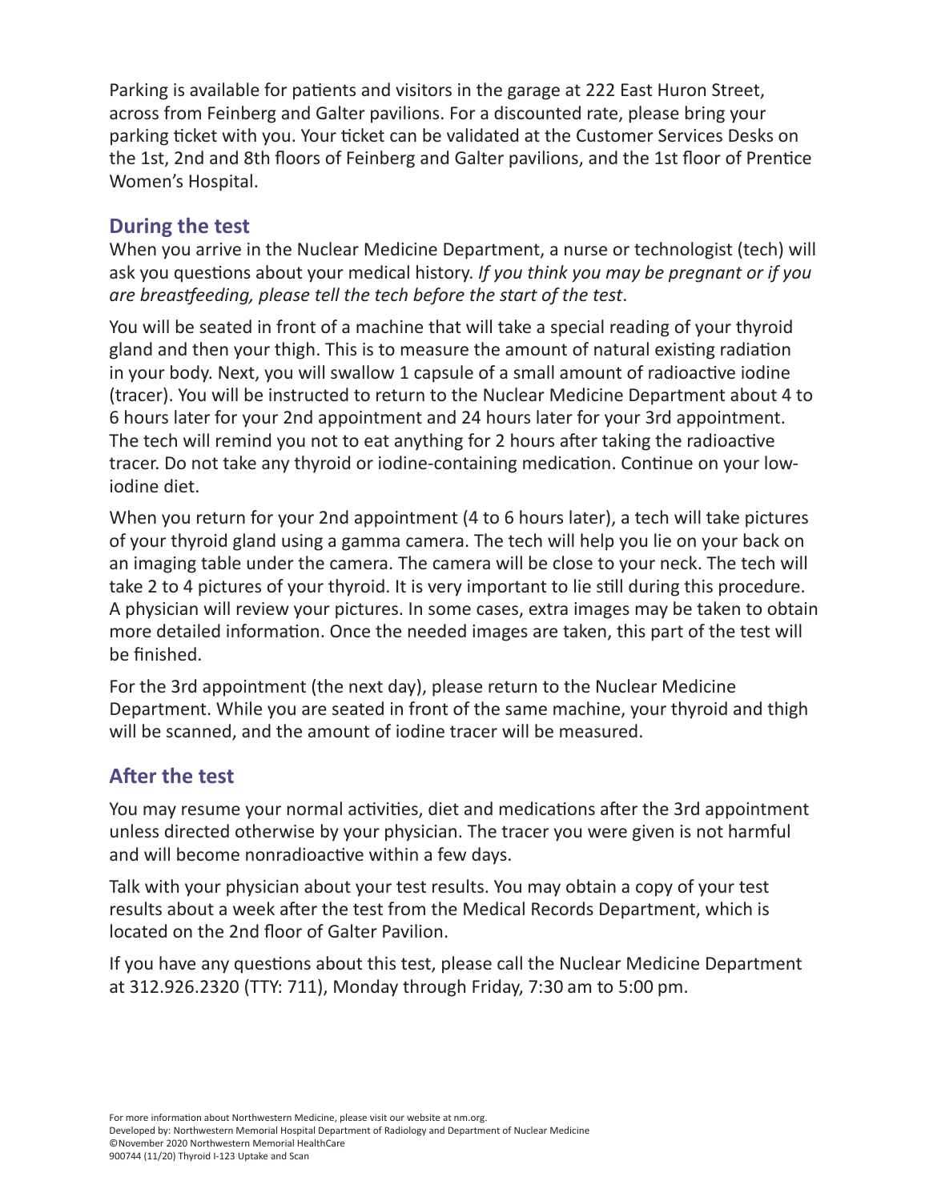Parking is available for patients and visitors in the garage at 222 East Huron Street, across from Feinberg and Galter pavilions. For a discounted rate, please bring your parking ticket with you. Your ticket can be validated at the Customer Services Desks on the 1st, 2nd and 8th floors of Feinberg and Galter pavilions, and the 1st floor of Prentice Women's Hospital.

## During the test

When you arrive in the Nuclear Medicine Department, a nurse or technologist (tech) will ask you questions about your medical history. *If you think you may be pregnant or if you are breastfeeding, please tell the tech before the start of the test*.

You will be seated in front of a machine that will take a special reading of your thyroid gland and then your thigh. This is to measure the amount of natural existing radiation in your body. Next, you will swallow 1 capsule of a small amount of radioactive iodine (tracer). You will be instructed to return to the Nuclear Medicine Department about 4 to 6 hours later for your 2nd appointment and 24 hours later for your 3rd appointment. The tech will remind you not to eat anything for 2 hours after taking the radioactive tracer. Do not take any thyroid or iodine-containing medication. Continue on your low-iodine diet.

When you return for your 2nd appointment (4 to 6 hours later), a tech will take pictures of your thyroid gland using a gamma camera. The tech will help you lie on your back on an imaging table under the camera. The camera will be close to your neck. The tech will take 2 to 4 pictures of your thyroid. It is very important to lie still during this procedure. A physician will review your pictures. In some cases, extra images may be taken to obtain more detailed information. Once the needed images are taken, this part of the test will be finished.

For the 3rd appointment (the next day), please return to the Nuclear Medicine Department. While you are seated in front of the same machine, your thyroid and thigh will be scanned, and the amount of iodine tracer will be measured.

## After the test

You may resume your normal activities, diet and medications after the 3rd appointment unless directed otherwise by your physician. The tracer you were given is not harmful and will become nonradioactive within a few days.

Talk with your physician about your test results. You may obtain a copy of your test results about a week after the test from the Medical Records Department, which is located on the 2nd floor of Galter Pavilion.

If you have any questions about this test, please call the Nuclear Medicine Department at 312.926.2320 (TTY: 711), Monday through Friday, 7:30 am to 5:00 pm.

For more information about Northwestern Medicine, please visit our website at nm.org.
Developed by: Northwestern Memorial Hospital Department of Radiology and Department of Nuclear Medicine
©November 2020 Northwestern Memorial HealthCare
900744 (11/20) Thyroid I-123 Uptake and Scan